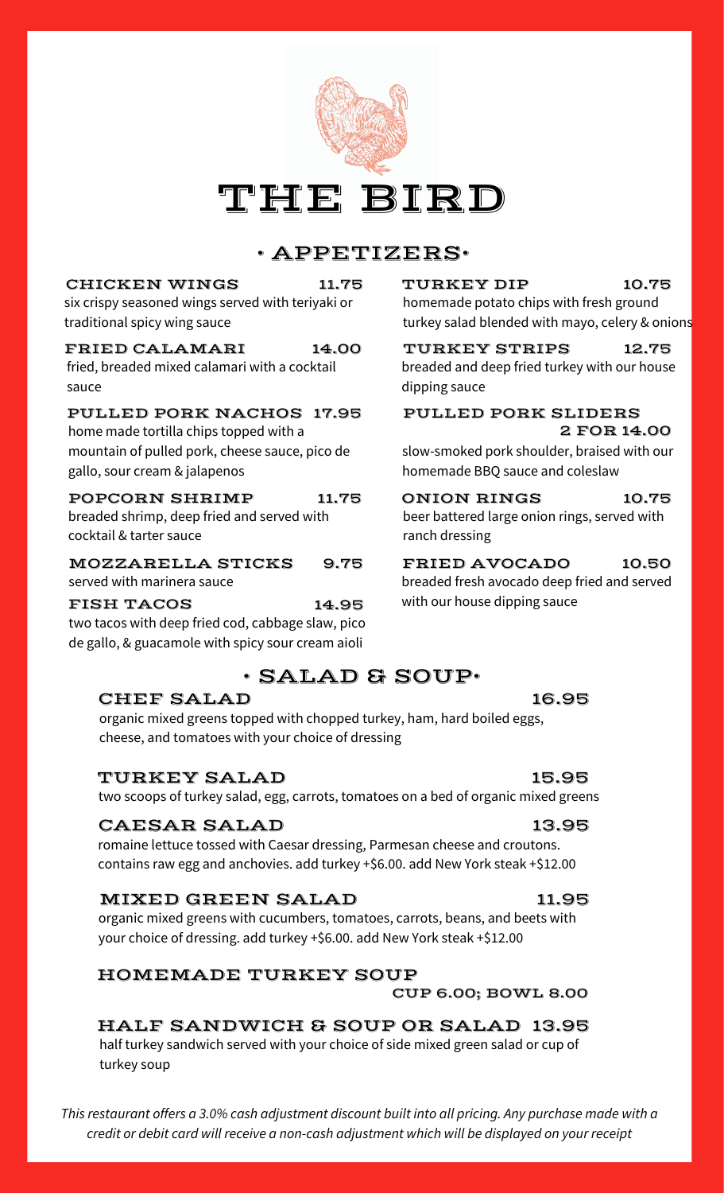# THE BIRD

## • APPETIZERS•

**CHICKEN WINGS** 11.75
six crispy seasoned wings served with teriyaki or traditional spicy wing sauce

**FRIED CALAMARI** 14.00
fried, breaded mixed calamari with a cocktail sauce

**PULLED PORK NACHOS** 17.95
home made tortilla chips topped with a mountain of pulled pork, cheese sauce, pico de gallo, sour cream & jalapenos

**POPCORN SHRIMP** 11.75
breaded shrimp, deep fried and served with cocktail & tarter sauce

**MOZZARELLA STICKS** 9.75
served with marinera sauce

**FISH TACOS** 14.95
two tacos with deep fried cod, cabbage slaw, pico de gallo, & guacamole with spicy sour cream aioli

**TURKEY DIP** 10.75
homemade potato chips with fresh ground turkey salad blended with mayo, celery & onions

**TURKEY STRIPS** 12.75
breaded and deep fried turkey with our house dipping sauce

**PULLED PORK SLIDERS** 2 FOR 14.00
slow-smoked pork shoulder, braised with our homemade BBQ sauce and coleslaw

**ONION RINGS** 10.75
beer battered large onion rings, served with ranch dressing

**FRIED AVOCADO** 10.50
breaded fresh avocado deep fried and served with our house dipping sauce

## • SALAD & SOUP•

**CHEF SALAD** 16.95
organic mixed greens topped with chopped turkey, ham, hard boiled eggs, cheese, and tomatoes with your choice of dressing

**TURKEY SALAD** 15.95
two scoops of turkey salad, egg, carrots, tomatoes on a bed of organic mixed greens

**CAESAR SALAD** 13.95
romaine lettuce tossed with Caesar dressing, Parmesan cheese and croutons. contains raw egg and anchovies. add turkey +$6.00. add New York steak +$12.00

**MIXED GREEN SALAD** 11.95
organic mixed greens with cucumbers, tomatoes, carrots, beans, and beets with your choice of dressing. add turkey +$6.00. add New York steak +$12.00

**HOMEMADE TURKEY SOUP**
CUP 6.00; BOWL 8.00

**HALF SANDWICH & SOUP OR SALAD** 13.95
half turkey sandwich served with your choice of side mixed green salad or cup of turkey soup

*This restaurant offers a 3.0% cash adjustment discount built into all pricing. Any purchase made with a credit or debit card will receive a non-cash adjustment which will be displayed on your receipt*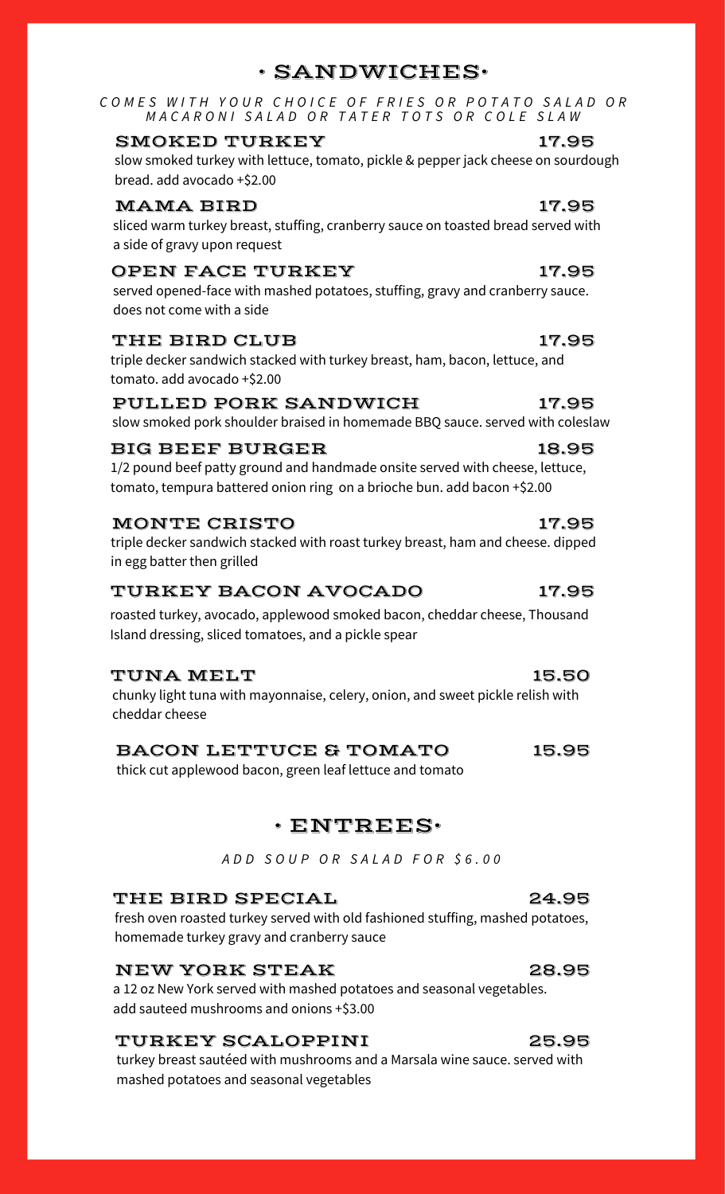# · SANDWICHES·

*COMES WITH YOUR CHOICE OF FRIES OR POTATO SALAD OR MACARONI SALAD OR TATER TOTS OR COLE SLAW*

### SMOKED TURKEY 17.95

slow smoked turkey with lettuce, tomato, pickle & pepper jack cheese on sourdough bread. add avocado +$2.00

### MAMA BIRD 17.95

sliced warm turkey breast, stuffing, cranberry sauce on toasted bread served with a side of gravy upon request

### OPEN FACE TURKEY 17.95

served opened-face with mashed potatoes, stuffing, gravy and cranberry sauce. does not come with a side

### THE BIRD CLUB 17.95

triple decker sandwich stacked with turkey breast, ham, bacon, lettuce, and tomato. add avocado +$2.00

### PULLED PORK SANDWICH 17.95

slow smoked pork shoulder braised in homemade BBQ sauce. served with coleslaw

### BIG BEEF BURGER 18.95

1/2 pound beef patty ground and handmade onsite served with cheese, lettuce, tomato, tempura battered onion ring on a brioche bun. add bacon +$2.00

### MONTE CRISTO 17.95

triple decker sandwich stacked with roast turkey breast, ham and cheese. dipped in egg batter then grilled

### TURKEY BACON AVOCADO 17.95

roasted turkey, avocado, applewood smoked bacon, cheddar cheese, Thousand Island dressing, sliced tomatoes, and a pickle spear

### TUNA MELT 15.50

chunky light tuna with mayonnaise, celery, onion, and sweet pickle relish with cheddar cheese

### BACON LETTUCE & TOMATO 15.95

thick cut applewood bacon, green leaf lettuce and tomato

# · ENTREES·

*ADD SOUP OR SALAD FOR $6.00*

### THE BIRD SPECIAL 24.95

fresh oven roasted turkey served with old fashioned stuffing, mashed potatoes, homemade turkey gravy and cranberry sauce

### NEW YORK STEAK 28.95

a 12 oz New York served with mashed potatoes and seasonal vegetables. add sauteed mushrooms and onions +$3.00

### TURKEY SCALOPPINI 25.95

turkey breast sautéed with mushrooms and a Marsala wine sauce. served with mashed potatoes and seasonal vegetables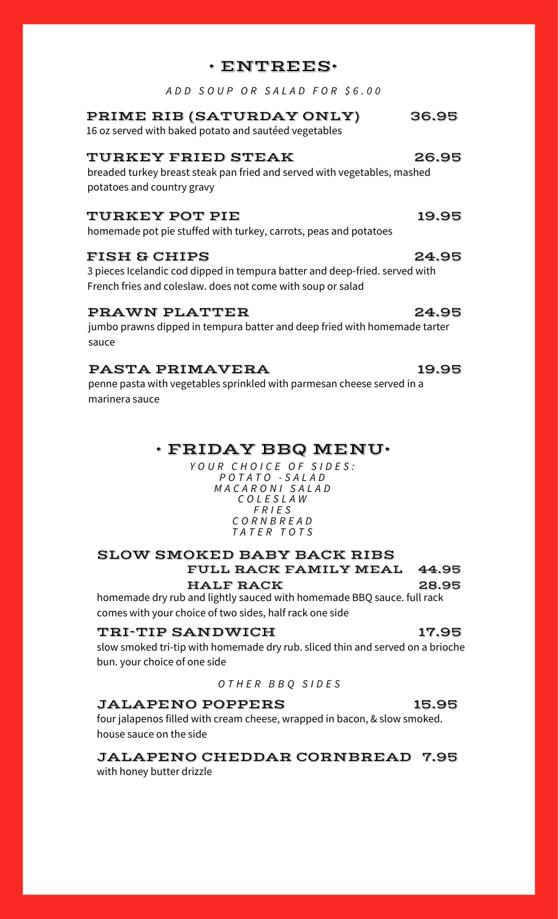## • ENTREES•

*ADD SOUP OR SALAD FOR $6.00*

### PRIME RIB (SATURDAY ONLY) 36.95

16 oz served with baked potato and sautéed vegetables

### TURKEY FRIED STEAK 26.95

breaded turkey breast steak pan fried and served with vegetables, mashed potatoes and country gravy

### TURKEY POT PIE 19.95

homemade pot pie stuffed with turkey, carrots, peas and potatoes

### FISH & CHIPS 24.95

3 pieces Icelandic cod dipped in tempura batter and deep-fried. served with French fries and coleslaw. does not come with soup or salad

### PRAWN PLATTER 24.95

jumbo prawns dipped in tempura batter and deep fried with homemade tarter sauce

### PASTA PRIMAVERA 19.95

penne pasta with vegetables sprinkled with parmesan cheese served in a marinera sauce

## • FRIDAY BBQ MENU•

*YOUR CHOICE OF SIDES:*
*POTATO -SALAD*
*MACARONI SALAD*
*COLESLAW*
*FRIES*
*CORNBREAD*
*TATER TOTS*

### SLOW SMOKED BABY BACK RIBS

**FULL RACK FAMILY MEAL 44.95**

**HALF RACK 28.95**

homemade dry rub and lightly sauced with homemade BBQ sauce. full rack comes with your choice of two sides, half rack one side

### TRI-TIP SANDWICH 17.95

slow smoked tri-tip with homemade dry rub. sliced thin and served on a brioche bun. your choice of one side

*OTHER BBQ SIDES*

### JALAPENO POPPERS 15.95

four jalapenos filled with cream cheese, wrapped in bacon, & slow smoked. house sauce on the side

### JALAPENO CHEDDAR CORNBREAD 7.95

with honey butter drizzle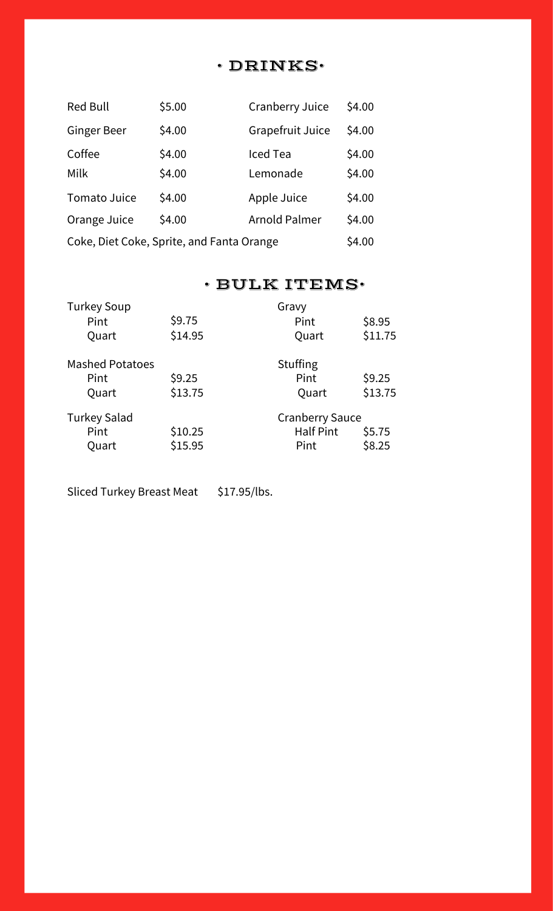## • DRINKS•

| | | | |
|---|---|---|---|
| Red Bull | $5.00 | Cranberry Juice | $4.00 |
| Ginger Beer | $4.00 | Grapefruit Juice | $4.00 |
| Coffee | $4.00 | Iced Tea | $4.00 |
| Milk | $4.00 | Lemonade | $4.00 |
| Tomato Juice | $4.00 | Apple Juice | $4.00 |
| Orange Juice | $4.00 | Arnold Palmer | $4.00 |
| Coke, Diet Coke, Sprite, and Fanta Orange | | | $4.00 |

## • BULK ITEMS•

| | | | |
|---|---|---|---|
| Turkey Soup | | Gravy | |
| Pint | $9.75 | Pint | $8.95 |
| Quart | $14.95 | Quart | $11.75 |
| Mashed Potatoes | | Stuffing | |
| Pint | $9.25 | Pint | $9.25 |
| Quart | $13.75 | Quart | $13.75 |
| Turkey Salad | | Cranberry Sauce | |
| Pint | $10.25 | Half Pint | $5.75 |
| Quart | $15.95 | Pint | $8.25 |

Sliced Turkey Breast Meat $17.95/lbs.